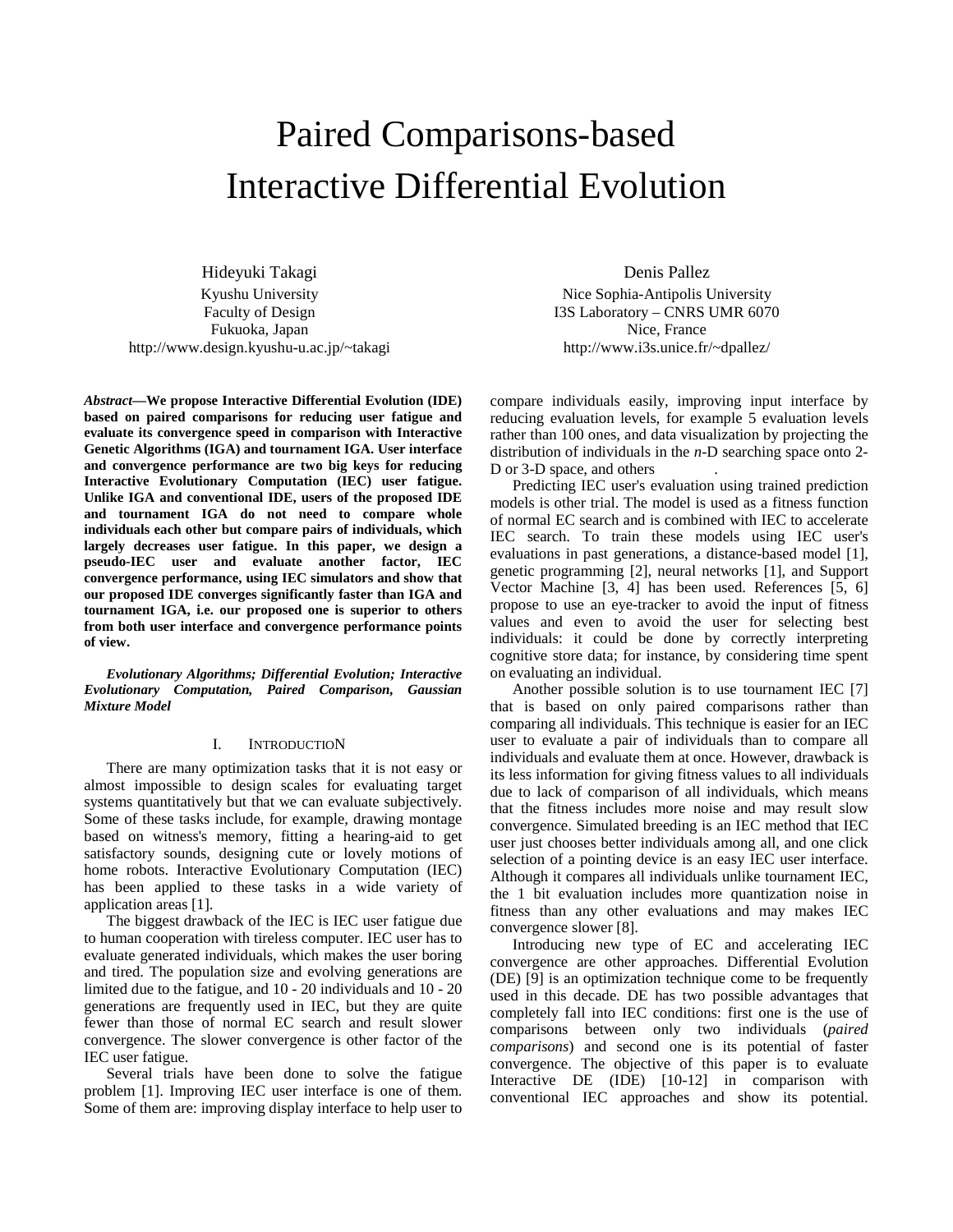# Paired Comparisons-based Interactive Differential Evolution

Hideyuki Takagi
Kyushu University
Faculty of Design
Fukuoka, Japan
http://www.design.kyushu-u.ac.jp/~takagi

Denis Pallez
Nice Sophia-Antipolis University
I3S Laboratory – CNRS UMR 6070
Nice, France
http://www.i3s.unice.fr/~dpallez/

***Abstract*—We propose Interactive Differential Evolution (IDE) based on paired comparisons for reducing user fatigue and evaluate its convergence speed in comparison with Interactive Genetic Algorithms (IGA) and tournament IGA. User interface and convergence performance are two big keys for reducing Interactive Evolutionary Computation (IEC) user fatigue. Unlike IGA and conventional IDE, users of the proposed IDE and tournament IGA do not need to compare whole individuals each other but compare pairs of individuals, which largely decreases user fatigue. In this paper, we design a pseudo-IEC user and evaluate another factor, IEC convergence performance, using IEC simulators and show that our proposed IDE converges significantly faster than IGA and tournament IGA, i.e. our proposed one is superior to others from both user interface and convergence performance points of view.**

***Evolutionary Algorithms; Differential Evolution; Interactive Evolutionary Computation, Paired Comparison, Gaussian Mixture Model***

## I. INTRODUCTION

There are many optimization tasks that it is not easy or almost impossible to design scales for evaluating target systems quantitatively but that we can evaluate subjectively. Some of these tasks include, for example, drawing montage based on witness's memory, fitting a hearing-aid to get satisfactory sounds, designing cute or lovely motions of home robots. Interactive Evolutionary Computation (IEC) has been applied to these tasks in a wide variety of application areas [1].

The biggest drawback of the IEC is IEC user fatigue due to human cooperation with tireless computer. IEC user has to evaluate generated individuals, which makes the user boring and tired. The population size and evolving generations are limited due to the fatigue, and 10 - 20 individuals and 10 - 20 generations are frequently used in IEC, but they are quite fewer than those of normal EC search and result slower convergence. The slower convergence is other factor of the IEC user fatigue.

Several trials have been done to solve the fatigue problem [1]. Improving IEC user interface is one of them. Some of them are: improving display interface to help user to compare individuals easily, improving input interface by reducing evaluation levels, for example 5 evaluation levels rather than 100 ones, and data visualization by projecting the distribution of individuals in the *n*-D searching space onto 2-D or 3-D space, and others .

Predicting IEC user's evaluation using trained prediction models is other trial. The model is used as a fitness function of normal EC search and is combined with IEC to accelerate IEC search. To train these models using IEC user's evaluations in past generations, a distance-based model [1], genetic programming [2], neural networks [1], and Support Vector Machine [3, 4] has been used. References [5, 6] propose to use an eye-tracker to avoid the input of fitness values and even to avoid the user for selecting best individuals: it could be done by correctly interpreting cognitive store data; for instance, by considering time spent on evaluating an individual.

Another possible solution is to use tournament IEC [7] that is based on only paired comparisons rather than comparing all individuals. This technique is easier for an IEC user to evaluate a pair of individuals than to compare all individuals and evaluate them at once. However, drawback is its less information for giving fitness values to all individuals due to lack of comparison of all individuals, which means that the fitness includes more noise and may result slow convergence. Simulated breeding is an IEC method that IEC user just chooses better individuals among all, and one click selection of a pointing device is an easy IEC user interface. Although it compares all individuals unlike tournament IEC, the 1 bit evaluation includes more quantization noise in fitness than any other evaluations and may makes IEC convergence slower [8].

Introducing new type of EC and accelerating IEC convergence are other approaches. Differential Evolution (DE) [9] is an optimization technique come to be frequently used in this decade. DE has two possible advantages that completely fall into IEC conditions: first one is the use of comparisons between only two individuals (*paired comparisons*) and second one is its potential of faster convergence. The objective of this paper is to evaluate Interactive DE (IDE) [10-12] in comparison with conventional IEC approaches and show its potential.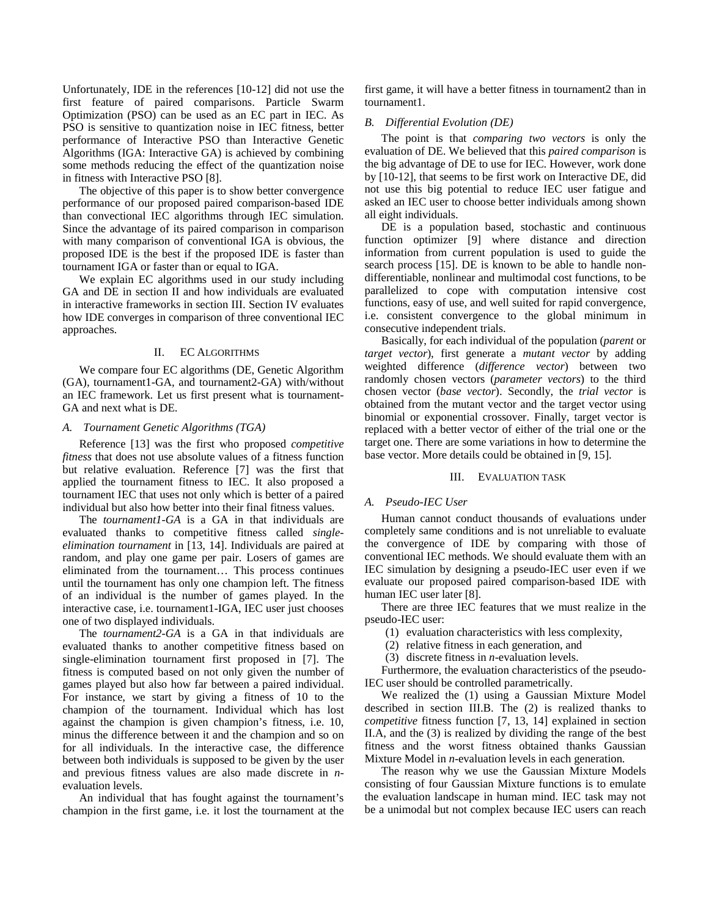Unfortunately, IDE in the references [10-12] did not use the first feature of paired comparisons. Particle Swarm Optimization (PSO) can be used as an EC part in IEC. As PSO is sensitive to quantization noise in IEC fitness, better performance of Interactive PSO than Interactive Genetic Algorithms (IGA: Interactive GA) is achieved by combining some methods reducing the effect of the quantization noise in fitness with Interactive PSO [8].

The objective of this paper is to show better convergence performance of our proposed paired comparison-based IDE than convectional IEC algorithms through IEC simulation. Since the advantage of its paired comparison in comparison with many comparison of conventional IGA is obvious, the proposed IDE is the best if the proposed IDE is faster than tournament IGA or faster than or equal to IGA.

We explain EC algorithms used in our study including GA and DE in section II and how individuals are evaluated in interactive frameworks in section III. Section IV evaluates how IDE converges in comparison of three conventional IEC approaches.

## II. EC Algorithms

We compare four EC algorithms (DE, Genetic Algorithm (GA), tournament1-GA, and tournament2-GA) with/without an IEC framework. Let us first present what is tournament-GA and next what is DE.

### A. Tournament Genetic Algorithms (TGA)

Reference [13] was the first who proposed *competitive fitness* that does not use absolute values of a fitness function but relative evaluation. Reference [7] was the first that applied the tournament fitness to IEC. It also proposed a tournament IEC that uses not only which is better of a paired individual but also how better into their final fitness values.

The *tournament1-GA* is a GA in that individuals are evaluated thanks to competitive fitness called *single-elimination tournament* in [13, 14]. Individuals are paired at random, and play one game per pair. Losers of games are eliminated from the tournament… This process continues until the tournament has only one champion left. The fitness of an individual is the number of games played. In the interactive case, i.e. tournament1-IGA, IEC user just chooses one of two displayed individuals.

The *tournament2-GA* is a GA in that individuals are evaluated thanks to another competitive fitness based on single-elimination tournament first proposed in [7]. The fitness is computed based on not only given the number of games played but also how far between a paired individual. For instance, we start by giving a fitness of 10 to the champion of the tournament. Individual which has lost against the champion is given champion's fitness, i.e. 10, minus the difference between it and the champion and so on for all individuals. In the interactive case, the difference between both individuals is supposed to be given by the user and previous fitness values are also made discrete in *n*-evaluation levels.

An individual that has fought against the tournament's champion in the first game, i.e. it lost the tournament at the first game, it will have a better fitness in tournament2 than in tournament1.

### B. Differential Evolution (DE)

The point is that *comparing two vectors* is only the evaluation of DE. We believed that this *paired comparison* is the big advantage of DE to use for IEC. However, work done by [10-12], that seems to be first work on Interactive DE, did not use this big potential to reduce IEC user fatigue and asked an IEC user to choose better individuals among shown all eight individuals.

DE is a population based, stochastic and continuous function optimizer [9] where distance and direction information from current population is used to guide the search process [15]. DE is known to be able to handle non-differentiable, nonlinear and multimodal cost functions, to be parallelized to cope with computation intensive cost functions, easy of use, and well suited for rapid convergence, i.e. consistent convergence to the global minimum in consecutive independent trials.

Basically, for each individual of the population (*parent* or *target vector*), first generate a *mutant vector* by adding weighted difference (*difference vector*) between two randomly chosen vectors (*parameter vectors*) to the third chosen vector (*base vector*). Secondly, the *trial vector* is obtained from the mutant vector and the target vector using binomial or exponential crossover. Finally, target vector is replaced with a better vector of either of the trial one or the target one. There are some variations in how to determine the base vector. More details could be obtained in [9, 15].

## III. Evaluation task

### A. Pseudo-IEC User

Human cannot conduct thousands of evaluations under completely same conditions and is not unreliable to evaluate the convergence of IDE by comparing with those of conventional IEC methods. We should evaluate them with an IEC simulation by designing a pseudo-IEC user even if we evaluate our proposed paired comparison-based IDE with human IEC user later [8].

There are three IEC features that we must realize in the pseudo-IEC user:

(1) evaluation characteristics with less complexity,
(2) relative fitness in each generation, and
(3) discrete fitness in *n*-evaluation levels.

Furthermore, the evaluation characteristics of the pseudo-IEC user should be controlled parametrically.

We realized the (1) using a Gaussian Mixture Model described in section III.B. The (2) is realized thanks to *competitive* fitness function [7, 13, 14] explained in section II.A, and the (3) is realized by dividing the range of the best fitness and the worst fitness obtained thanks Gaussian Mixture Model in *n*-evaluation levels in each generation.

The reason why we use the Gaussian Mixture Models consisting of four Gaussian Mixture functions is to emulate the evaluation landscape in human mind. IEC task may not be a unimodal but not complex because IEC users can reach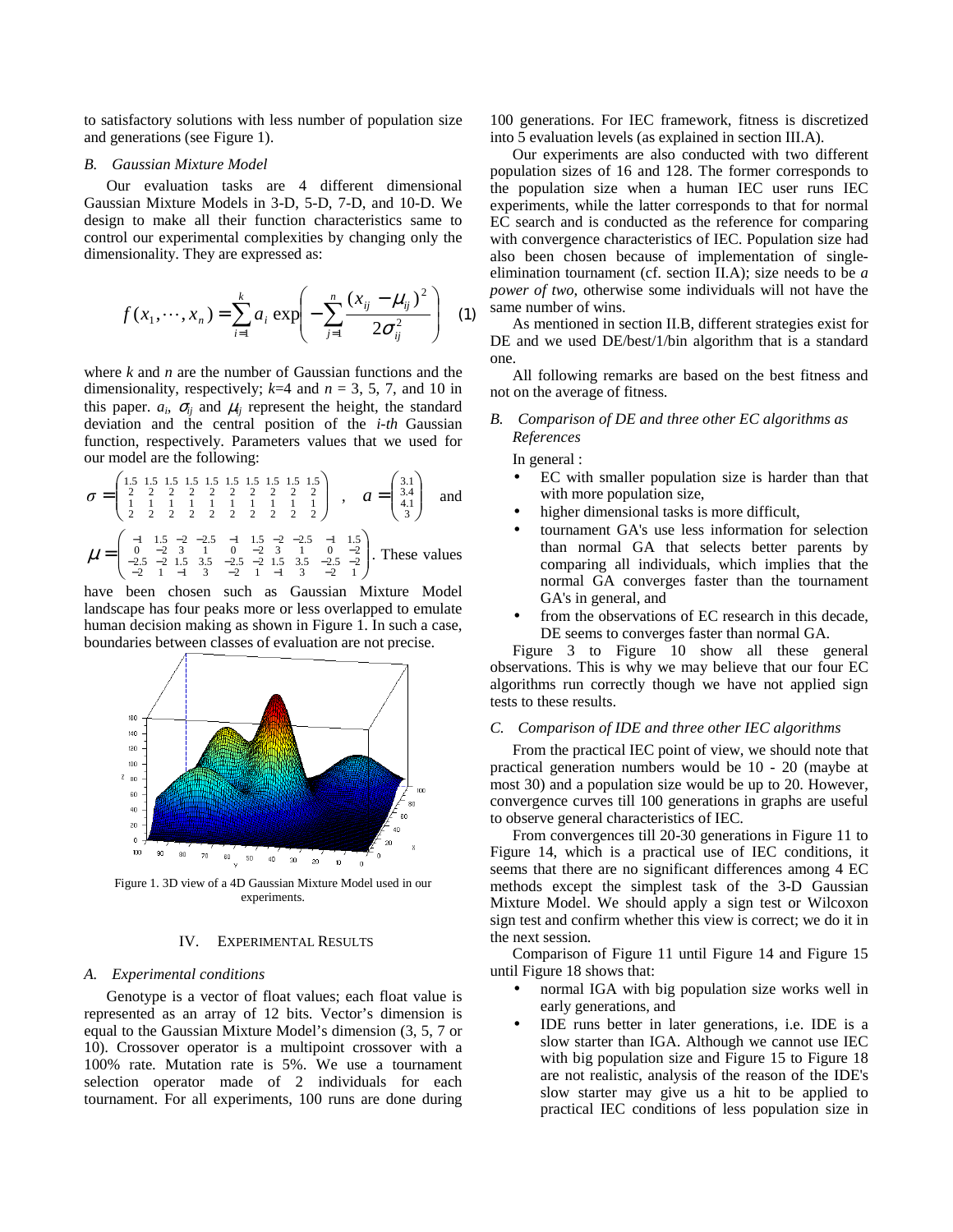to satisfactory solutions with less number of population size and generations (see Figure 1).

### B. Gaussian Mixture Model

Our evaluation tasks are 4 different dimensional Gaussian Mixture Models in 3-D, 5-D, 7-D, and 10-D. We design to make all their function characteristics same to control our experimental complexities by changing only the dimensionality. They are expressed as:

$$f(x_1, \cdots, x_n) = \sum_{i=1}^{k} a_i \exp\left( -\sum_{j=1}^{n} \frac{(x_{ij} - \mu_{ij})^2}{2\sigma_{ij}^2} \right) \quad (1)$$

where $k$ and $n$ are the number of Gaussian functions and the dimensionality, respectively; $k$=4 and $n$ = 3, 5, 7, and 10 in this paper. $a_i$, $\sigma_{ij}$ and $\mu_{ij}$ represent the height, the standard deviation and the central position of the *i-th* Gaussian function, respectively. Parameters values that we used for our model are the following:

$$\sigma = \begin{pmatrix} 1.5 & 1.5 & 1.5 & 1.5 & 1.5 & 1.5 & 1.5 & 1.5 & 1.5 & 1.5 \\ 2 & 2 & 2 & 2 & 2 & 2 & 2 & 2 & 2 & 2 \\ 1 & 1 & 1 & 1 & 1 & 1 & 1 & 1 & 1 & 1 \\ 2 & 2 & 2 & 2 & 2 & 2 & 2 & 2 & 2 & 2 \end{pmatrix}, \quad a = \begin{pmatrix} 3.1 \\ 3.4 \\ 4.1 \\ 3 \end{pmatrix} \quad \text{and}$$

$$\mu = \begin{pmatrix} -1 & 1.5 & -2 & -2.5 & -1 & 1.5 & -2 & -2.5 & -1 & 1.5 \\ 0 & -2 & 3 & 1 & 0 & -2 & 3 & 1 & 0 & -2 \\ -2.5 & -2 & 1.5 & 3.5 & -2.5 & -2 & 1.5 & 3.5 & -2.5 & -2 \\ -2 & 1 & -1 & 3 & -2 & 1 & -1 & 3 & -2 & 1 \end{pmatrix}.$$

These values have been chosen such as Gaussian Mixture Model landscape has four peaks more or less overlapped to emulate human decision making as shown in Figure 1. In such a case, boundaries between classes of evaluation are not precise.

Figure 1. 3D view of a 4D Gaussian Mixture Model used in our experiments.

## IV. EXPERIMENTAL RESULTS

### A. Experimental conditions

Genotype is a vector of float values; each float value is represented as an array of 12 bits. Vector's dimension is equal to the Gaussian Mixture Model's dimension (3, 5, 7 or 10). Crossover operator is a multipoint crossover with a 100% rate. Mutation rate is 5%. We use a tournament selection operator made of 2 individuals for each tournament. For all experiments, 100 runs are done during 100 generations. For IEC framework, fitness is discretized into 5 evaluation levels (as explained in section III.A).

Our experiments are also conducted with two different population sizes of 16 and 128. The former corresponds to the population size when a human IEC user runs IEC experiments, while the latter corresponds to that for normal EC search and is conducted as the reference for comparing with convergence characteristics of IEC. Population size had also been chosen because of implementation of single-elimination tournament (cf. section II.A); size needs to be *a power of two*, otherwise some individuals will not have the same number of wins.

As mentioned in section II.B, different strategies exist for DE and we used DE/best/1/bin algorithm that is a standard one.

All following remarks are based on the best fitness and not on the average of fitness.

### B. Comparison of DE and three other EC algorithms as References

In general :

- EC with smaller population size is harder than that with more population size,
- higher dimensional tasks is more difficult,
- tournament GA's use less information for selection than normal GA that selects better parents by comparing all individuals, which implies that the normal GA converges faster than the tournament GA's in general, and
- from the observations of EC research in this decade, DE seems to converges faster than normal GA.

Figure 3 to Figure 10 show all these general observations. This is why we may believe that our four EC algorithms run correctly though we have not applied sign tests to these results.

### C. Comparison of IDE and three other IEC algorithms

From the practical IEC point of view, we should note that practical generation numbers would be 10 - 20 (maybe at most 30) and a population size would be up to 20. However, convergence curves till 100 generations in graphs are useful to observe general characteristics of IEC.

From convergences till 20-30 generations in Figure 11 to Figure 14, which is a practical use of IEC conditions, it seems that there are no significant differences among 4 EC methods except the simplest task of the 3-D Gaussian Mixture Model. We should apply a sign test or Wilcoxon sign test and confirm whether this view is correct; we do it in the next session.

Comparison of Figure 11 until Figure 14 and Figure 15 until Figure 18 shows that:

- normal IGA with big population size works well in early generations, and
- IDE runs better in later generations, i.e. IDE is a slow starter than IGA. Although we cannot use IEC with big population size and Figure 15 to Figure 18 are not realistic, analysis of the reason of the IDE's slow starter may give us a hit to be applied to practical IEC conditions of less population size in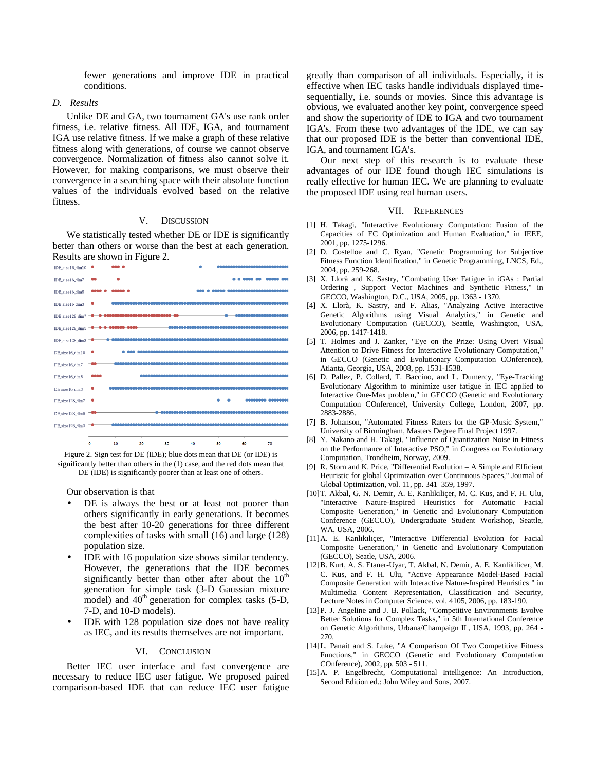fewer generations and improve IDE in practical conditions.

### D. Results

Unlike DE and GA, two tournament GA's use rank order fitness, i.e. relative fitness. All IDE, IGA, and tournament IGA use relative fitness. If we make a graph of these relative fitness along with generations, of course we cannot observe convergence. Normalization of fitness also cannot solve it. However, for making comparisons, we must observe their convergence in a searching space with their absolute function values of the individuals evolved based on the relative fitness.

## V. Discussion

We statistically tested whether DE or IDE is significantly better than others or worse than the best at each generation. Results are shown in Figure 2.

Figure 2. Sign test for DE (IDE); blue dots mean that DE (or IDE) is significantly better than others in the (1) case, and the red dots mean that DE (IDE) is significantly poorer than at least one of others.

Our observation is that

- DE is always the best or at least not poorer than others significantly in early generations. It becomes the best after 10-20 generations for three different complexities of tasks with small (16) and large (128) population size.
- IDE with 16 population size shows similar tendency. However, the generations that the IDE becomes significantly better than other after about the 10th generation for simple task (3-D Gaussian mixture model) and 40th generation for complex tasks (5-D, 7-D, and 10-D models).
- IDE with 128 population size does not have reality as IEC, and its results themselves are not important.

## VI. Conclusion

Better IEC user interface and fast convergence are necessary to reduce IEC user fatigue. We proposed paired comparison-based IDE that can reduce IEC user fatigue greatly than comparison of all individuals. Especially, it is effective when IEC tasks handle individuals displayed time-sequentially, i.e. sounds or movies. Since this advantage is obvious, we evaluated another key point, convergence speed and show the superiority of IDE to IGA and two tournament IGA's. From these two advantages of the IDE, we can say that our proposed IDE is the better than conventional IDE, IGA, and tournament IGA's.

Our next step of this research is to evaluate these advantages of our IDE found though IEC simulations is really effective for human IEC. We are planning to evaluate the proposed IDE using real human users.

## VII. References

[1] H. Takagi, "Interactive Evolutionary Computation: Fusion of the Capacities of EC Optimization and Human Evaluation," in IEEE, 2001, pp. 1275-1296.

[2] D. Costelloe and C. Ryan, "Genetic Programming for Subjective Fitness Function Identification," in Genetic Programming, LNCS, Ed., 2004, pp. 259-268.

[3] X. Llorà and K. Sastry, "Combating User Fatigue in iGAs : Partial Ordering , Support Vector Machines and Synthetic Fitness," in GECCO, Washington, D.C., USA, 2005, pp. 1363 - 1370.

[4] X. Llorà, K. Sastry, and F. Alias, "Analyzing Active Interactive Genetic Algorithms using Visual Analytics," in Genetic and Evolutionary Computation (GECCO), Seattle, Washington, USA, 2006, pp. 1417-1418.

[5] T. Holmes and J. Zanker, "Eye on the Prize: Using Overt Visual Attention to Drive Fitness for Interactive Evolutionary Computation," in GECCO (Genetic and Evolutionary Computation COnference), Atlanta, Georgia, USA, 2008, pp. 1531-1538.

[6] D. Pallez, P. Collard, T. Baccino, and L. Dumercy, "Eye-Tracking Evolutionary Algorithm to minimize user fatigue in IEC applied to Interactive One-Max problem," in GECCO (Genetic and Evolutionary Computation COnference), University College, London, 2007, pp. 2883-2886.

[7] B. Johanson, "Automated Fitness Raters for the GP-Music System," University of Birmingham, Masters Degree Final Project 1997.

[8] Y. Nakano and H. Takagi, "Influence of Quantization Noise in Fitness on the Performance of Interactive PSO," in Congress on Evolutionary Computation, Trondheim, Norway, 2009.

[9] R. Storn and K. Price, "Differential Evolution – A Simple and Efficient Heuristic for global Optimization over Continuous Spaces," Journal of Global Optimization, vol. 11, pp. 341–359, 1997.

[10] T. Akbal, G. N. Demir, A. E. Kanlikiliçer, M. C. Kus, and F. H. Ulu, "Interactive Nature-Inspired Heuristics for Automatic Facial Composite Generation," in Genetic and Evolutionary Computation Conference (GECCO), Undergraduate Student Workshop, Seattle, WA, USA, 2006.

[11] A. E. Kanlıkılıçer, "Interactive Differential Evolution for Facial Composite Generation," in Genetic and Evolutionary Computation (GECCO), Seatle, USA, 2006.

[12] B. Kurt, A. S. Etaner-Uyar, T. Akbal, N. Demir, A. E. Kanlikilicer, M. C. Kus, and F. H. Ulu, "Active Appearance Model-Based Facial Composite Generation with Interactive Nature-Inspired Heuristics " in Multimedia Content Representation, Classification and Security, Lecture Notes in Computer Science. vol. 4105, 2006, pp. 183-190.

[13] P. J. Angeline and J. B. Pollack, "Competitive Environments Evolve Better Solutions for Complex Tasks," in 5th International Conference on Genetic Algorithms, Urbana/Champaign IL, USA, 1993, pp. 264 - 270.

[14] L. Panait and S. Luke, "A Comparison Of Two Competitive Fitness Functions," in GECCO (Genetic and Evolutionary Computation COnference), 2002, pp. 503 - 511.

[15] A. P. Engelbrecht, Computational Intelligence: An Introduction, Second Edition ed.: John Wiley and Sons, 2007.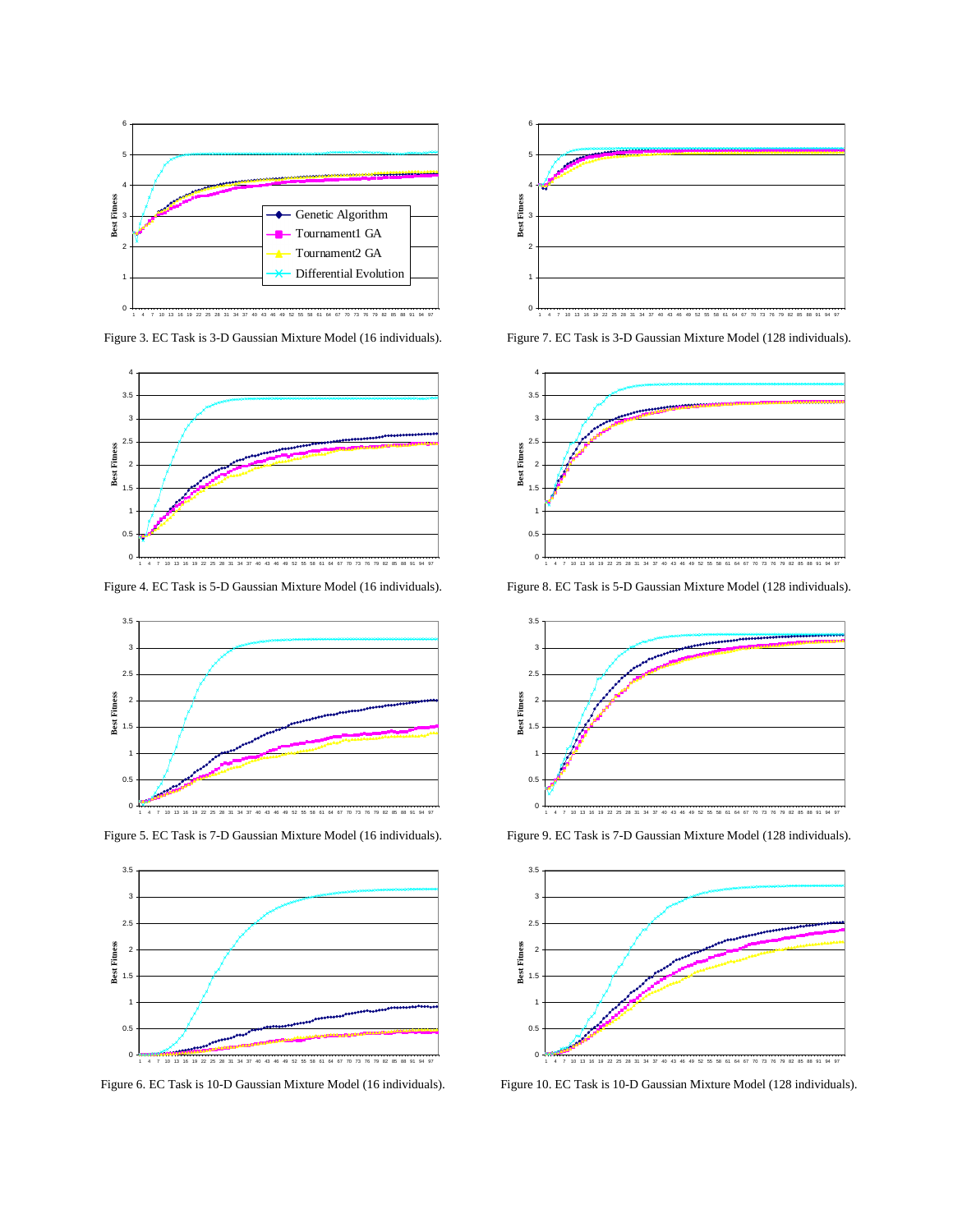Figure 3. EC Task is 3-D Gaussian Mixture Model (16 individuals).

Figure 7. EC Task is 3-D Gaussian Mixture Model (128 individuals).

Figure 4. EC Task is 5-D Gaussian Mixture Model (16 individuals).

Figure 8. EC Task is 5-D Gaussian Mixture Model (128 individuals).

Figure 5. EC Task is 7-D Gaussian Mixture Model (16 individuals).

Figure 9. EC Task is 7-D Gaussian Mixture Model (128 individuals).

Figure 6. EC Task is 10-D Gaussian Mixture Model (16 individuals).

Figure 10. EC Task is 10-D Gaussian Mixture Model (128 individuals).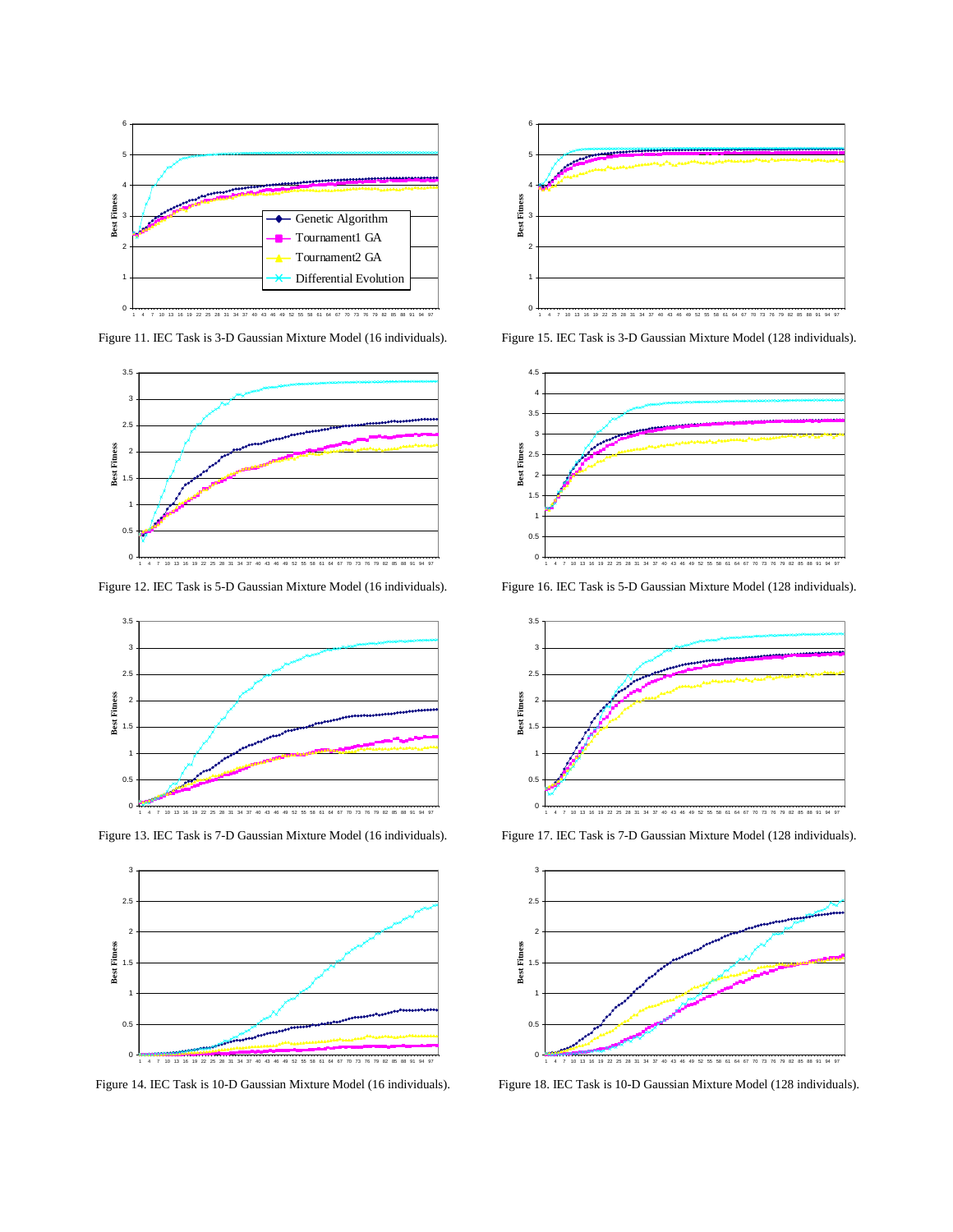Best Fitness

Genetic Algorithm

Tournament1 GA

Tournament2 GA

Differential Evolution

Figure 11. IEC Task is 3-D Gaussian Mixture Model (16 individuals).

Best Fitness

Figure 15. IEC Task is 3-D Gaussian Mixture Model (128 individuals).

Best Fitness

Figure 12. IEC Task is 5-D Gaussian Mixture Model (16 individuals).

Best Fitness

Figure 16. IEC Task is 5-D Gaussian Mixture Model (128 individuals).

Best Fitness

Figure 13. IEC Task is 7-D Gaussian Mixture Model (16 individuals).

Best Fitness

Figure 17. IEC Task is 7-D Gaussian Mixture Model (128 individuals).

Best Fitness

Figure 14. IEC Task is 10-D Gaussian Mixture Model (16 individuals).

Best Fitness

Figure 18. IEC Task is 10-D Gaussian Mixture Model (128 individuals).